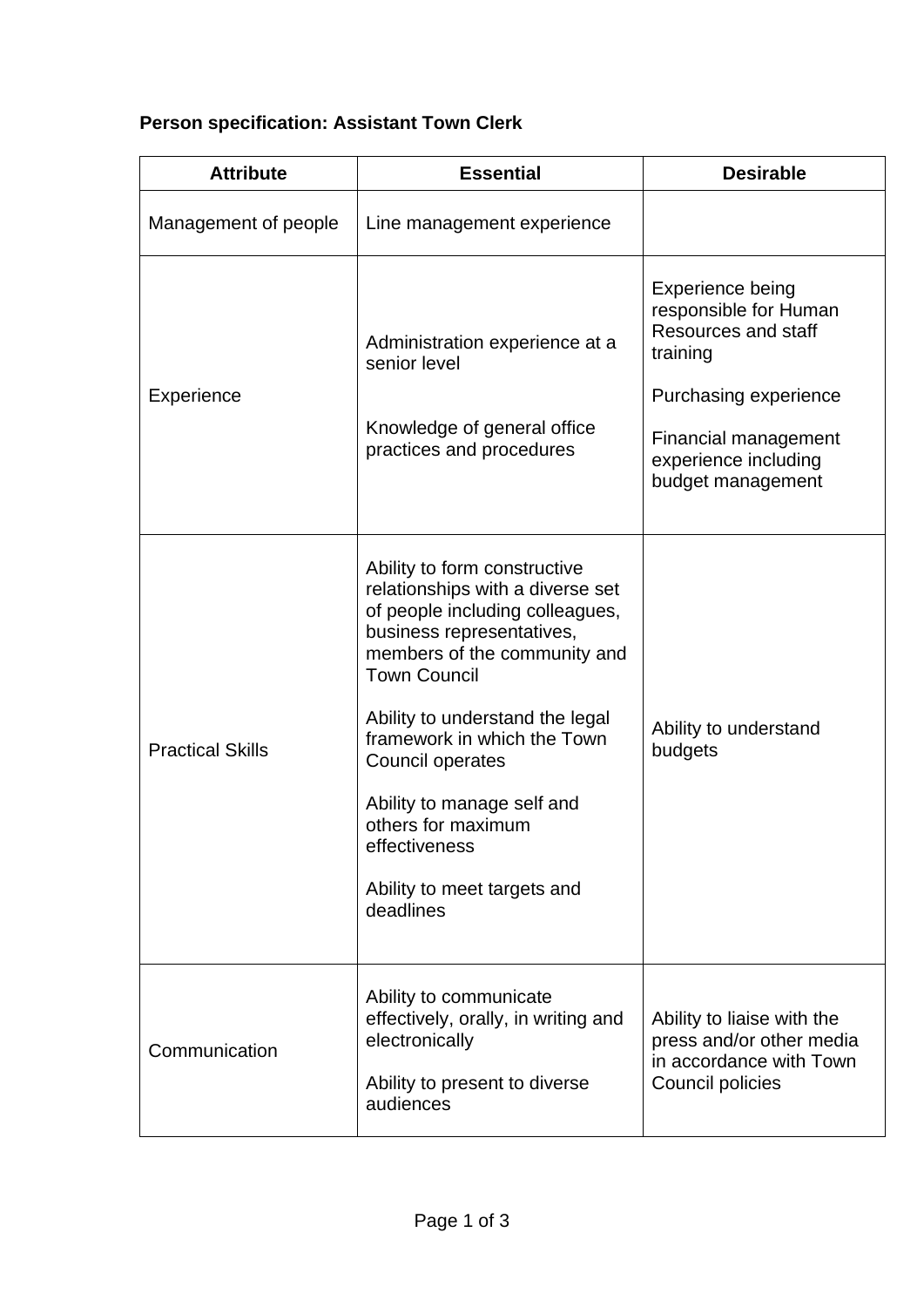**Person specification: Assistant Town Clerk**

| Attribute | Essential | Desirable |
|---|---|---|
| Management of people | Line management experience | |
| Experience | Administration experience at a senior level<br><br>Knowledge of general office practices and procedures | Experience being responsible for Human Resources and staff training<br><br>Purchasing experience<br><br>Financial management experience including budget management |
| Practical Skills | Ability to form constructive relationships with a diverse set of people including colleagues, business representatives, members of the community and Town Council<br><br>Ability to understand the legal framework in which the Town Council operates<br><br>Ability to manage self and others for maximum effectiveness<br><br>Ability to meet targets and deadlines | Ability to understand budgets |
| Communication | Ability to communicate effectively, orally, in writing and electronically<br><br>Ability to present to diverse audiences | Ability to liaise with the press and/or other media in accordance with Town Council policies |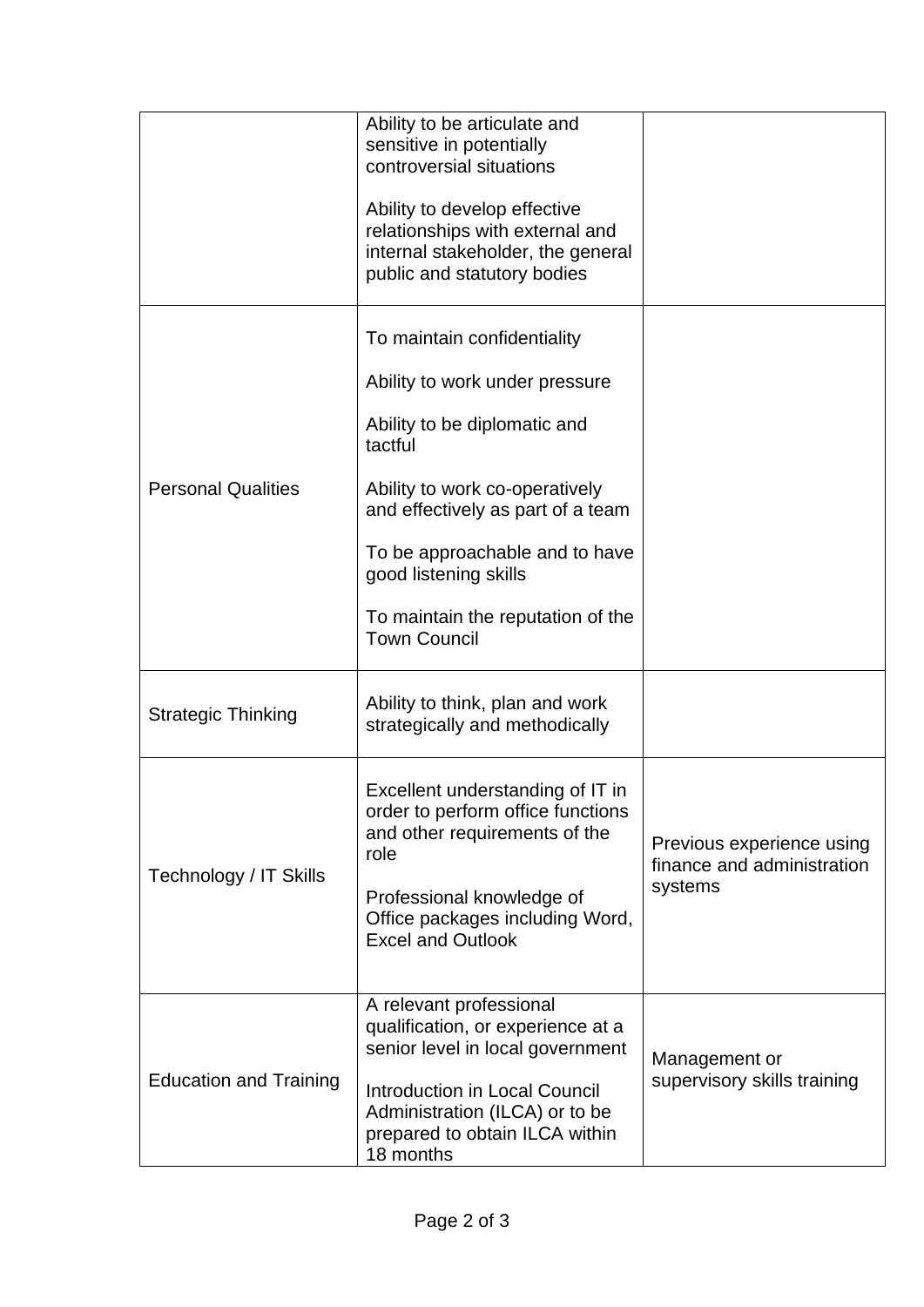| | | |
|---|---|---|
| | Ability to be articulate and sensitive in potentially controversial situations<br><br>Ability to develop effective relationships with external and internal stakeholder, the general public and statutory bodies | |
| Personal Qualities | To maintain confidentiality<br><br>Ability to work under pressure<br><br>Ability to be diplomatic and tactful<br><br>Ability to work co-operatively and effectively as part of a team<br><br>To be approachable and to have good listening skills<br><br>To maintain the reputation of the Town Council | |
| Strategic Thinking | Ability to think, plan and work strategically and methodically | |
| Technology / IT Skills | Excellent understanding of IT in order to perform office functions and other requirements of the role<br><br>Professional knowledge of Office packages including Word, Excel and Outlook | Previous experience using finance and administration systems |
| Education and Training | A relevant professional qualification, or experience at a senior level in local government<br><br>Introduction in Local Council Administration (ILCA) or to be prepared to obtain ILCA within 18 months | Management or supervisory skills training |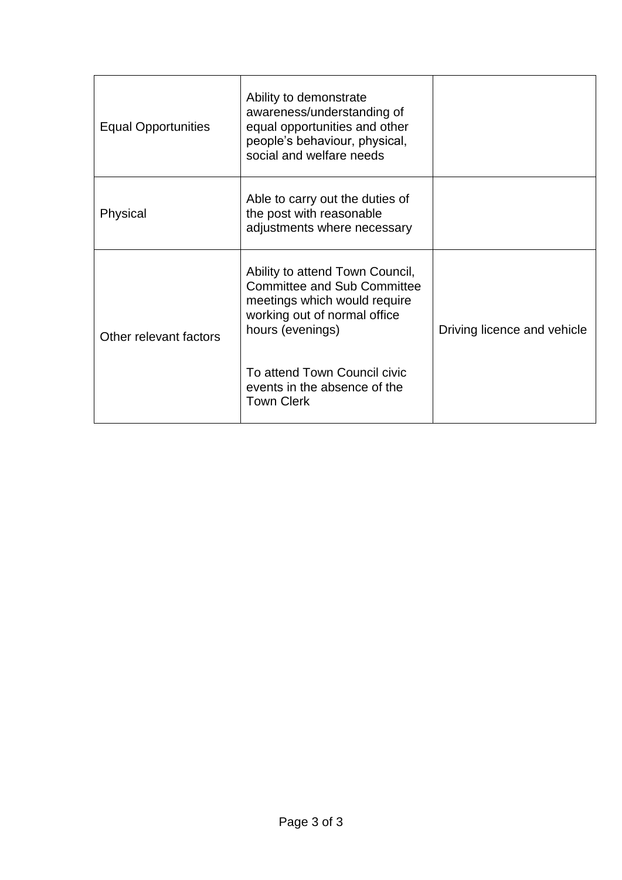| | | |
|---|---|---|
| Equal Opportunities | Ability to demonstrate awareness/understanding of equal opportunities and other people's behaviour, physical, social and welfare needs | |
| Physical | Able to carry out the duties of the post with reasonable adjustments where necessary | |
| Other relevant factors | Ability to attend Town Council, Committee and Sub Committee meetings which would require working out of normal office hours (evenings)<br><br>To attend Town Council civic events in the absence of the Town Clerk | Driving licence and vehicle |